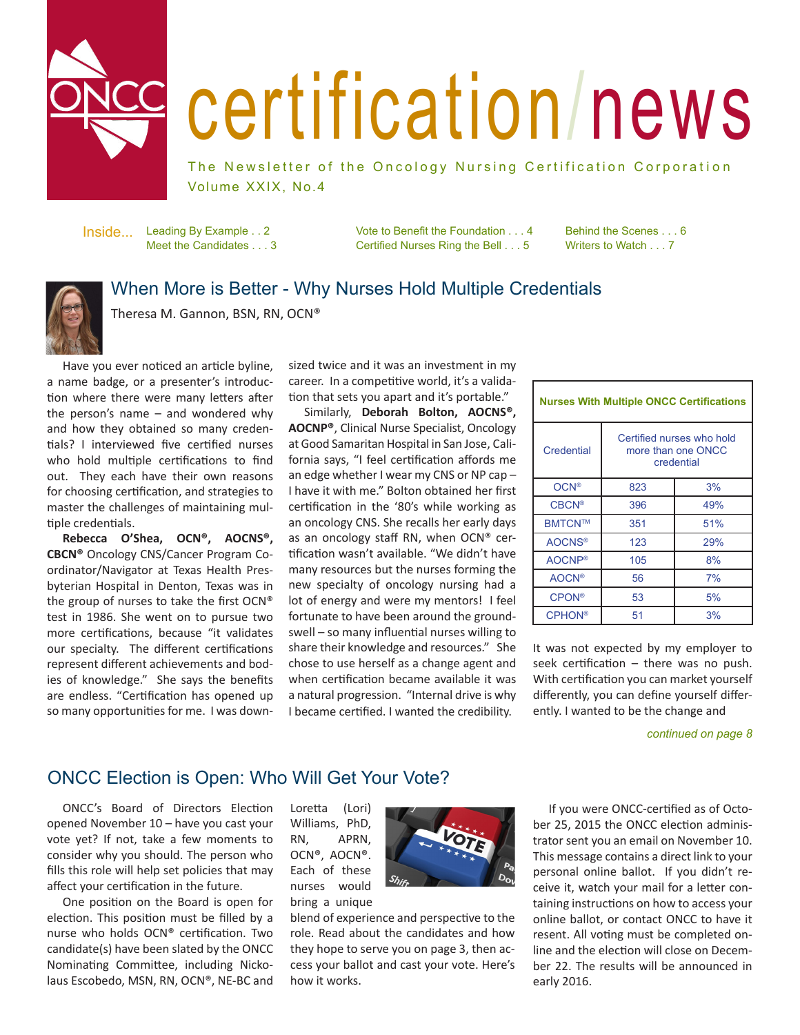# certification/news

The Newsletter of the Oncology Nursing Certification Corporation
Volume XXIX, No.4

Inside...
- Leading By Example . . 2
- Meet the Candidates . . . 3
- Vote to Benefit the Foundation . . . 4
- Certified Nurses Ring the Bell . . . 5
- Behind the Scenes . . . 6
- Writers to Watch . . . 7

## When More is Better - Why Nurses Hold Multiple Credentials

Theresa M. Gannon, BSN, RN, OCN®

Have you ever noticed an article byline, a name badge, or a presenter's introduction where there were many letters after the person's name – and wondered why and how they obtained so many credentials? I interviewed five certified nurses who hold multiple certifications to find out. They each have their own reasons for choosing certification, and strategies to master the challenges of maintaining multiple credentials.

**Rebecca O'Shea, OCN®, AOCNS®, CBCN®** Oncology CNS/Cancer Program Coordinator/Navigator at Texas Health Presbyterian Hospital in Denton, Texas was in the group of nurses to take the first OCN® test in 1986. She went on to pursue two more certifications, because "it validates our specialty. The different certifications represent different achievements and bodies of knowledge." She says the benefits are endless. "Certification has opened up so many opportunities for me. I was downsized twice and it was an investment in my career. In a competitive world, it's a validation that sets you apart and it's portable."

Similarly, **Deborah Bolton, AOCNS®, AOCNP®**, Clinical Nurse Specialist, Oncology at Good Samaritan Hospital in San Jose, California says, "I feel certification affords me an edge whether I wear my CNS or NP cap – I have it with me." Bolton obtained her first certification in the '80's while working as an oncology CNS. She recalls her early days as an oncology staff RN, when OCN® certification wasn't available. "We didn't have many resources but the nurses forming the new specialty of oncology nursing had a lot of energy and were my mentors! I feel fortunate to have been around the groundswell – so many influential nurses willing to share their knowledge and resources." She chose to use herself as a change agent and when certification became available it was a natural progression. "Internal drive is why I became certified. I wanted the credibility.

**Nurses With Multiple ONCC Certifications**

| Credential | Certified nurses who hold more than one ONCC credential | |
|---|---|---|
| OCN® | 823 | 3% |
| CBCN® | 396 | 49% |
| BMTCN™ | 351 | 51% |
| AOCNS® | 123 | 29% |
| AOCNP® | 105 | 8% |
| AOCN® | 56 | 7% |
| CPON® | 53 | 5% |
| CPHON® | 51 | 3% |

It was not expected by my employer to seek certification – there was no push. With certification you can market yourself differently, you can define yourself differently. I wanted to be the change and

*continued on page 8*

## ONCC Election is Open: Who Will Get Your Vote?

ONCC's Board of Directors Election opened November 10 – have you cast your vote yet? If not, take a few moments to consider why you should. The person who fills this role will help set policies that may affect your certification in the future.

One position on the Board is open for election. This position must be filled by a nurse who holds OCN® certification. Two candidate(s) have been slated by the ONCC Nominating Committee, including Nickolaus Escobedo, MSN, RN, OCN®, NE-BC and Loretta (Lori) Williams, PhD, RN, APRN, OCN®, AOCN®. Each of these nurses would bring a unique blend of experience and perspective to the role. Read about the candidates and how they hope to serve you on page 3, then access your ballot and cast your vote. Here's how it works.

If you were ONCC-certified as of October 25, 2015 the ONCC election administrator sent you an email on November 10. This message contains a direct link to your personal online ballot. If you didn't receive it, watch your mail for a letter containing instructions on how to access your online ballot, or contact ONCC to have it resent. All voting must be completed online and the election will close on December 22. The results will be announced in early 2016.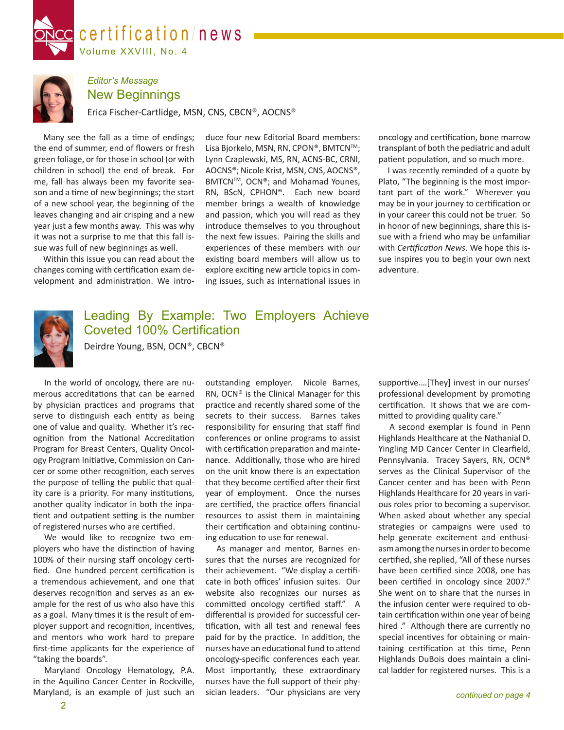# certification/news

Volume XXVIII, No. 4

*Editor's Message*

## New Beginnings

Erica Fischer-Cartlidge, MSN, CNS, CBCN®, AOCNS®

Many see the fall as a time of endings; the end of summer, end of flowers or fresh green foliage, or for those in school (or with children in school) the end of break. For me, fall has always been my favorite season and a time of new beginnings; the start of a new school year, the beginning of the leaves changing and air crisping and a new year just a few months away. This was why it was not a surprise to me that this fall issue was full of new beginnings as well.

Within this issue you can read about the changes coming with certification exam development and administration. We introduce four new Editorial Board members: Lisa Bjorkelo, MSN, RN, CPON®, BMTCN™; Lynn Czaplewski, MS, RN, ACNS-BC, CRNI, AOCNS®; Nicole Krist, MSN, CNS, AOCNS®, BMTCN™, OCN®; and Mohamad Younes, RN, BScN, CPHON®. Each new board member brings a wealth of knowledge and passion, which you will read as they introduce themselves to you throughout the next few issues. Pairing the skills and experiences of these members with our existing board members will allow us to explore exciting new article topics in coming issues, such as international issues in oncology and certification, bone marrow transplant of both the pediatric and adult patient population, and so much more.

I was recently reminded of a quote by Plato, "The beginning is the most important part of the work." Wherever you may be in your journey to certification or in your career this could not be truer. So in honor of new beginnings, share this issue with a friend who may be unfamiliar with *Certification News*. We hope this issue inspires you to begin your own next adventure.

## Leading By Example: Two Employers Achieve Coveted 100% Certification

Deirdre Young, BSN, OCN®, CBCN®

In the world of oncology, there are numerous accreditations that can be earned by physician practices and programs that serve to distinguish each entity as being one of value and quality. Whether it's recognition from the National Accreditation Program for Breast Centers, Quality Oncology Program Initiative, Commission on Cancer or some other recognition, each serves the purpose of telling the public that quality care is a priority. For many institutions, another quality indicator in both the inpatient and outpatient setting is the number of registered nurses who are certified.

We would like to recognize two employers who have the distinction of having 100% of their nursing staff oncology certified. One hundred percent certification is a tremendous achievement, and one that deserves recognition and serves as an example for the rest of us who also have this as a goal. Many times it is the result of employer support and recognition, incentives, and mentors who work hard to prepare first-time applicants for the experience of "taking the boards".

Maryland Oncology Hematology, P.A. in the Aquilino Cancer Center in Rockville, Maryland, is an example of just such an outstanding employer. Nicole Barnes, RN, OCN® is the Clinical Manager for this practice and recently shared some of the secrets to their success. Barnes takes responsibility for ensuring that staff find conferences or online programs to assist with certification preparation and maintenance. Additionally, those who are hired on the unit know there is an expectation that they become certified after their first year of employment. Once the nurses are certified, the practice offers financial resources to assist them in maintaining their certification and obtaining continuing education to use for renewal.

As manager and mentor, Barnes ensures that the nurses are recognized for their achievement. "We display a certificate in both offices' infusion suites. Our website also recognizes our nurses as committed oncology certified staff." A differential is provided for successful certification, with all test and renewal fees paid for by the practice. In addition, the nurses have an educational fund to attend oncology-specific conferences each year. Most importantly, these extraordinary nurses have the full support of their physician leaders. "Our physicians are very supportive....[They] invest in our nurses' professional development by promoting certification. It shows that we are committed to providing quality care."

A second exemplar is found in Penn Highlands Healthcare at the Nathanial D. Yingling MD Cancer Center in Clearfield, Pennsylvania. Tracey Sayers, RN, OCN® serves as the Clinical Supervisor of the Cancer center and has been with Penn Highlands Healthcare for 20 years in various roles prior to becoming a supervisor. When asked about whether any special strategies or campaigns were used to help generate excitement and enthusiasm among the nurses in order to become certified, she replied, "All of these nurses have been certified since 2008, one has been certified in oncology since 2007." She went on to share that the nurses in the infusion center were required to obtain certification within one year of being hired ." Although there are currently no special incentives for obtaining or maintaining certification at this time, Penn Highlands DuBois does maintain a clinical ladder for registered nurses. This is a

*continued on page 4*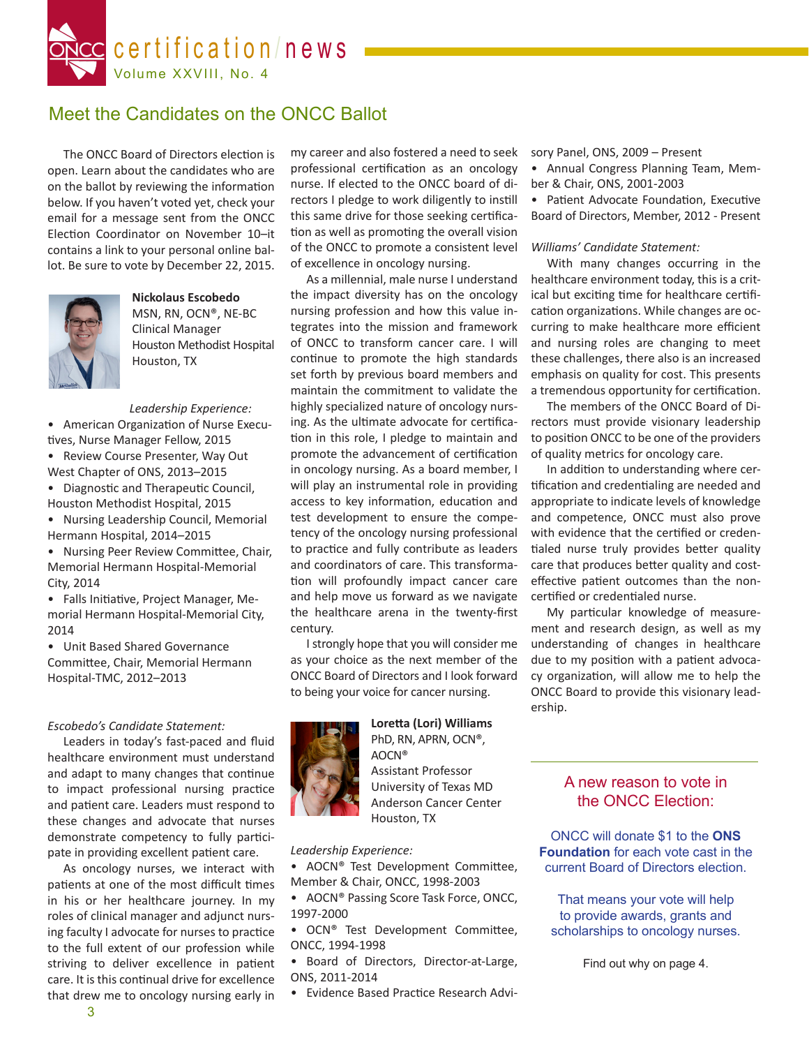# Meet the Candidates on the ONCC Ballot

The ONCC Board of Directors election is open. Learn about the candidates who are on the ballot by reviewing the information below. If you haven't voted yet, check your email for a message sent from the ONCC Election Coordinator on November 10–it contains a link to your personal online ballot. Be sure to vote by December 22, 2015.

**Nickolaus Escobedo**
MSN, RN, OCN®, NE-BC
Clinical Manager
Houston Methodist Hospital
Houston, TX

*Leadership Experience:*

- American Organization of Nurse Executives, Nurse Manager Fellow, 2015
- Review Course Presenter, Way Out West Chapter of ONS, 2013–2015
- Diagnostic and Therapeutic Council, Houston Methodist Hospital, 2015
- Nursing Leadership Council, Memorial Hermann Hospital, 2014–2015
- Nursing Peer Review Committee, Chair, Memorial Hermann Hospital-Memorial City, 2014
- Falls Initiative, Project Manager, Memorial Hermann Hospital-Memorial City, 2014
- Unit Based Shared Governance Committee, Chair, Memorial Hermann Hospital-TMC, 2012–2013

*Escobedo's Candidate Statement:*

Leaders in today's fast-paced and fluid healthcare environment must understand and adapt to many changes that continue to impact professional nursing practice and patient care. Leaders must respond to these changes and advocate that nurses demonstrate competency to fully participate in providing excellent patient care.

As oncology nurses, we interact with patients at one of the most difficult times in his or her healthcare journey. In my roles of clinical manager and adjunct nursing faculty I advocate for nurses to practice to the full extent of our profession while striving to deliver excellence in patient care. It is this continual drive for excellence that drew me to oncology nursing early in my career and also fostered a need to seek professional certification as an oncology nurse. If elected to the ONCC board of directors I pledge to work diligently to instill this same drive for those seeking certification as well as promoting the overall vision of the ONCC to promote a consistent level of excellence in oncology nursing.

As a millennial, male nurse I understand the impact diversity has on the oncology nursing profession and how this value integrates into the mission and framework of ONCC to transform cancer care. I will continue to promote the high standards set forth by previous board members and maintain the commitment to validate the highly specialized nature of oncology nursing. As the ultimate advocate for certification in this role, I pledge to maintain and promote the advancement of certification in oncology nursing. As a board member, I will play an instrumental role in providing access to key information, education and test development to ensure the competency of the oncology nursing professional to practice and fully contribute as leaders and coordinators of care. This transformation will profoundly impact cancer care and help move us forward as we navigate the healthcare arena in the twenty-first century.

I strongly hope that you will consider me as your choice as the next member of the ONCC Board of Directors and I look forward to being your voice for cancer nursing.

**Loretta (Lori) Williams**
PhD, RN, APRN, OCN®, AOCN®
Assistant Professor
University of Texas MD Anderson Cancer Center
Houston, TX

*Leadership Experience:*

- AOCN® Test Development Committee, Member & Chair, ONCC, 1998-2003
- AOCN® Passing Score Task Force, ONCC, 1997-2000
- OCN® Test Development Committee, ONCC, 1994-1998
- Board of Directors, Director-at-Large, ONS, 2011-2014
- Evidence Based Practice Research Advisory Panel, ONS, 2009 – Present
- Annual Congress Planning Team, Member & Chair, ONS, 2001-2003
- Patient Advocate Foundation, Executive Board of Directors, Member, 2012 - Present

*Williams' Candidate Statement:*

With many changes occurring in the healthcare environment today, this is a critical but exciting time for healthcare certification organizations. While changes are occurring to make healthcare more efficient and nursing roles are changing to meet these challenges, there also is an increased emphasis on quality for cost. This presents a tremendous opportunity for certification.

The members of the ONCC Board of Directors must provide visionary leadership to position ONCC to be one of the providers of quality metrics for oncology care.

In addition to understanding where certification and credentialing are needed and appropriate to indicate levels of knowledge and competence, ONCC must also prove with evidence that the certified or credentialed nurse truly provides better quality care that produces better quality and cost-effective patient outcomes than the non-certified or credentialed nurse.

My particular knowledge of measurement and research design, as well as my understanding of changes in healthcare due to my position with a patient advocacy organization, will allow me to help the ONCC Board to provide this visionary leadership.

---

## A new reason to vote in the ONCC Election:

ONCC will donate $1 to the **ONS Foundation** for each vote cast in the current Board of Directors election.

That means your vote will help to provide awards, grants and scholarships to oncology nurses.

Find out why on page 4.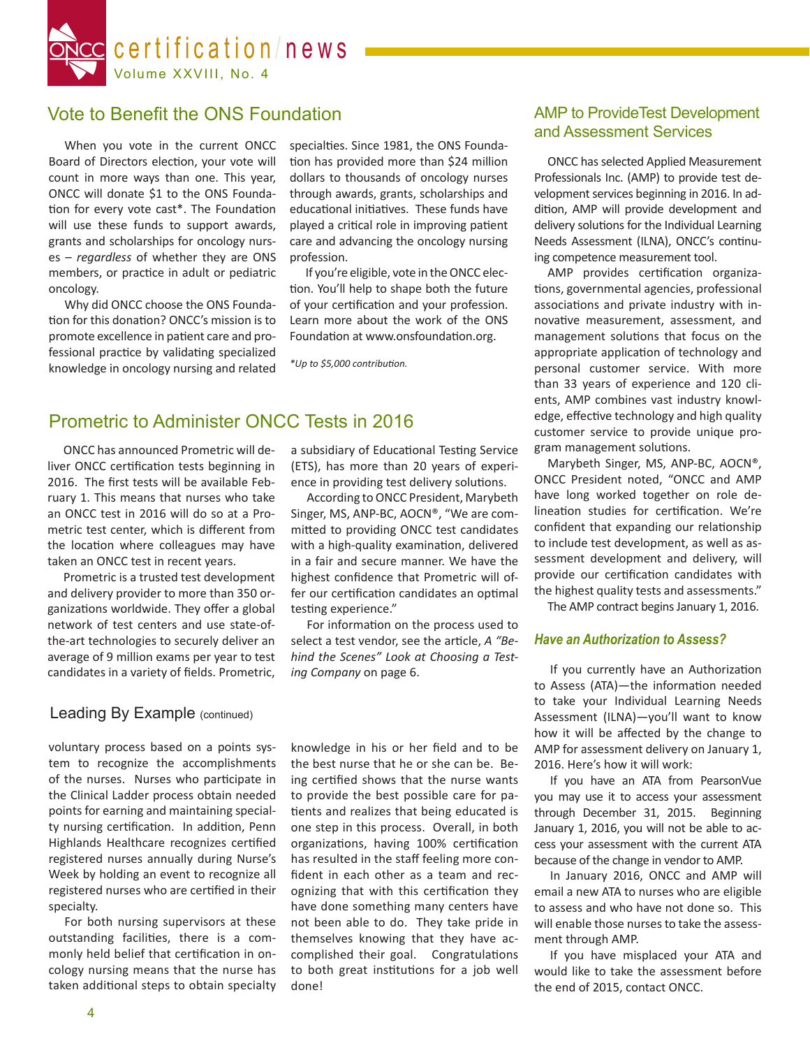## Vote to Benefit the ONS Foundation

When you vote in the current ONCC Board of Directors election, your vote will count in more ways than one. This year, ONCC will donate $1 to the ONS Foundation for every vote cast*. The Foundation will use these funds to support awards, grants and scholarships for oncology nurses – *regardless* of whether they are ONS members, or practice in adult or pediatric oncology.

Why did ONCC choose the ONS Foundation for this donation? ONCC's mission is to promote excellence in patient care and professional practice by validating specialized knowledge in oncology nursing and related specialties. Since 1981, the ONS Foundation has provided more than $24 million dollars to thousands of oncology nurses through awards, grants, scholarships and educational initiatives. These funds have played a critical role in improving patient care and advancing the oncology nursing profession.

If you're eligible, vote in the ONCC election. You'll help to shape both the future of your certification and your profession. Learn more about the work of the ONS Foundation at www.onsfoundation.org.

*\*Up to $5,000 contribution.*

## Prometric to Administer ONCC Tests in 2016

ONCC has announced Prometric will deliver ONCC certification tests beginning in 2016. The first tests will be available February 1. This means that nurses who take an ONCC test in 2016 will do so at a Prometric test center, which is different from the location where colleagues may have taken an ONCC test in recent years.

Prometric is a trusted test development and delivery provider to more than 350 organizations worldwide. They offer a global network of test centers and use state-of-the-art technologies to securely deliver an average of 9 million exams per year to test candidates in a variety of fields. Prometric, a subsidiary of Educational Testing Service (ETS), has more than 20 years of experience in providing test delivery solutions.

According to ONCC President, Marybeth Singer, MS, ANP-BC, AOCN®, "We are committed to providing ONCC test candidates with a high-quality examination, delivered in a fair and secure manner. We have the highest confidence that Prometric will offer our certification candidates an optimal testing experience."

For information on the process used to select a test vendor, see the article, *A "Behind the Scenes" Look at Choosing a Testing Company* on page 6.

## Leading By Example (continued)

voluntary process based on a points system to recognize the accomplishments of the nurses. Nurses who participate in the Clinical Ladder process obtain needed points for earning and maintaining specialty nursing certification. In addition, Penn Highlands Healthcare recognizes certified registered nurses annually during Nurse's Week by holding an event to recognize all registered nurses who are certified in their specialty.

For both nursing supervisors at these outstanding facilities, there is a commonly held belief that certification in oncology nursing means that the nurse has taken additional steps to obtain specialty knowledge in his or her field and to be the best nurse that he or she can be. Being certified shows that the nurse wants to provide the best possible care for patients and realizes that being educated is one step in this process. Overall, in both organizations, having 100% certification has resulted in the staff feeling more confident in each other as a team and recognizing that with this certification they have done something many centers have not been able to do. They take pride in themselves knowing that they have accomplished their goal. Congratulations to both great institutions for a job well done!

## AMP to Provide Test Development and Assessment Services

ONCC has selected Applied Measurement Professionals Inc. (AMP) to provide test development services beginning in 2016. In addition, AMP will provide development and delivery solutions for the Individual Learning Needs Assessment (ILNA), ONCC's continuing competence measurement tool.

AMP provides certification organizations, governmental agencies, professional associations and private industry with innovative measurement, assessment, and management solutions that focus on the appropriate application of technology and personal customer service. With more than 33 years of experience and 120 clients, AMP combines vast industry knowledge, effective technology and high quality customer service to provide unique program management solutions.

Marybeth Singer, MS, ANP-BC, AOCN®, ONCC President noted, "ONCC and AMP have long worked together on role delineation studies for certification. We're confident that expanding our relationship to include test development, as well as assessment development and delivery, will provide our certification candidates with the highest quality tests and assessments."

The AMP contract begins January 1, 2016.

### *Have an Authorization to Assess?*

If you currently have an Authorization to Assess (ATA)—the information needed to take your Individual Learning Needs Assessment (ILNA)—you'll want to know how it will be affected by the change to AMP for assessment delivery on January 1, 2016. Here's how it will work:

If you have an ATA from PearsonVue you may use it to access your assessment through December 31, 2015. Beginning January 1, 2016, you will not be able to access your assessment with the current ATA because of the change in vendor to AMP.

In January 2016, ONCC and AMP will email a new ATA to nurses who are eligible to assess and who have not done so. This will enable those nurses to take the assessment through AMP.

If you have misplaced your ATA and would like to take the assessment before the end of 2015, contact ONCC.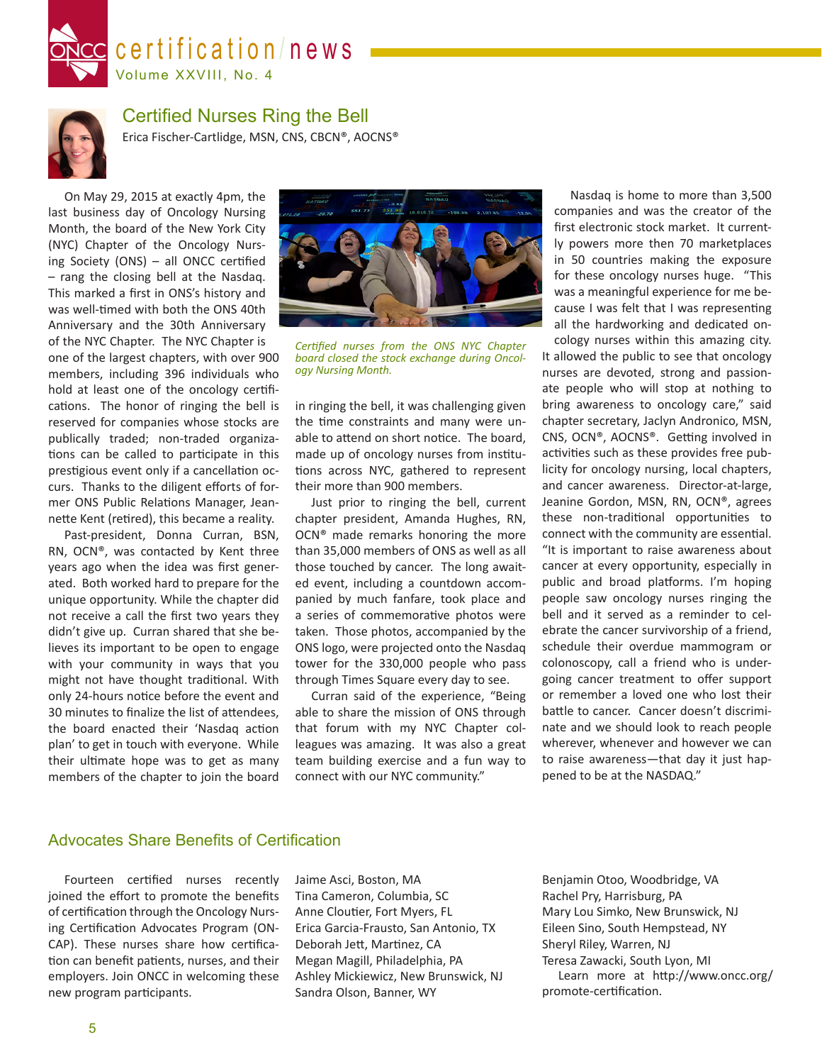## Certified Nurses Ring the Bell

Erica Fischer-Cartlidge, MSN, CNS, CBCN®, AOCNS®

On May 29, 2015 at exactly 4pm, the last business day of Oncology Nursing Month, the board of the New York City (NYC) Chapter of the Oncology Nursing Society (ONS) – all ONCC certified – rang the closing bell at the Nasdaq. This marked a first in ONS's history and was well-timed with both the ONS 40th Anniversary and the 30th Anniversary of the NYC Chapter. The NYC Chapter is one of the largest chapters, with over 900 members, including 396 individuals who hold at least one of the oncology certifications. The honor of ringing the bell is reserved for companies whose stocks are publically traded; non-traded organizations can be called to participate in this prestigious event only if a cancellation occurs. Thanks to the diligent efforts of former ONS Public Relations Manager, Jeannette Kent (retired), this became a reality.

Past-president, Donna Curran, BSN, RN, OCN®, was contacted by Kent three years ago when the idea was first generated. Both worked hard to prepare for the unique opportunity. While the chapter did not receive a call the first two years they didn't give up. Curran shared that she believes its important to be open to engage with your community in ways that you might not have thought traditional. With only 24-hours notice before the event and 30 minutes to finalize the list of attendees, the board enacted their 'Nasdaq action plan' to get in touch with everyone. While their ultimate hope was to get as many members of the chapter to join the board in ringing the bell, it was challenging given the time constraints and many were unable to attend on short notice. The board, made up of oncology nurses from institutions across NYC, gathered to represent their more than 900 members.

*Certified nurses from the ONS NYC Chapter board closed the stock exchange during Oncology Nursing Month.*

Just prior to ringing the bell, current chapter president, Amanda Hughes, RN, OCN® made remarks honoring the more than 35,000 members of ONS as well as all those touched by cancer. The long awaited event, including a countdown accompanied by much fanfare, took place and a series of commemorative photos were taken. Those photos, accompanied by the ONS logo, were projected onto the Nasdaq tower for the 330,000 people who pass through Times Square every day to see.

Curran said of the experience, "Being able to share the mission of ONS through that forum with my NYC Chapter colleagues was amazing. It was also a great team building exercise and a fun way to connect with our NYC community."

Nasdaq is home to more than 3,500 companies and was the creator of the first electronic stock market. It currently powers more then 70 marketplaces in 50 countries making the exposure for these oncology nurses huge. "This was a meaningful experience for me because I was felt that I was representing all the hardworking and dedicated oncology nurses within this amazing city. It allowed the public to see that oncology nurses are devoted, strong and passionate people who will stop at nothing to bring awareness to oncology care," said chapter secretary, Jaclyn Andronico, MSN, CNS, OCN®, AOCNS®. Getting involved in activities such as these provides free publicity for oncology nursing, local chapters, and cancer awareness. Director-at-large, Jeanine Gordon, MSN, RN, OCN®, agrees these non-traditional opportunities to connect with the community are essential. "It is important to raise awareness about cancer at every opportunity, especially in public and broad platforms. I'm hoping people saw oncology nurses ringing the bell and it served as a reminder to celebrate the cancer survivorship of a friend, schedule their overdue mammogram or colonoscopy, call a friend who is undergoing cancer treatment to offer support or remember a loved one who lost their battle to cancer. Cancer doesn't discriminate and we should look to reach people wherever, whenever and however we can to raise awareness—that day it just happened to be at the NASDAQ."

## Advocates Share Benefits of Certification

Fourteen certified nurses recently joined the effort to promote the benefits of certification through the Oncology Nursing Certification Advocates Program (ONCAP). These nurses share how certification can benefit patients, nurses, and their employers. Join ONCC in welcoming these new program participants.

Jaime Asci, Boston, MA
Tina Cameron, Columbia, SC
Anne Cloutier, Fort Myers, FL
Erica Garcia-Frausto, San Antonio, TX
Deborah Jett, Martinez, CA
Megan Magill, Philadelphia, PA
Ashley Mickiewicz, New Brunswick, NJ
Sandra Olson, Banner, WY
Benjamin Otoo, Woodbridge, VA
Rachel Pry, Harrisburg, PA
Mary Lou Simko, New Brunswick, NJ
Eileen Sino, South Hempstead, NY
Sheryl Riley, Warren, NJ
Teresa Zawacki, South Lyon, MI

Learn more at http://www.oncc.org/promote-certification.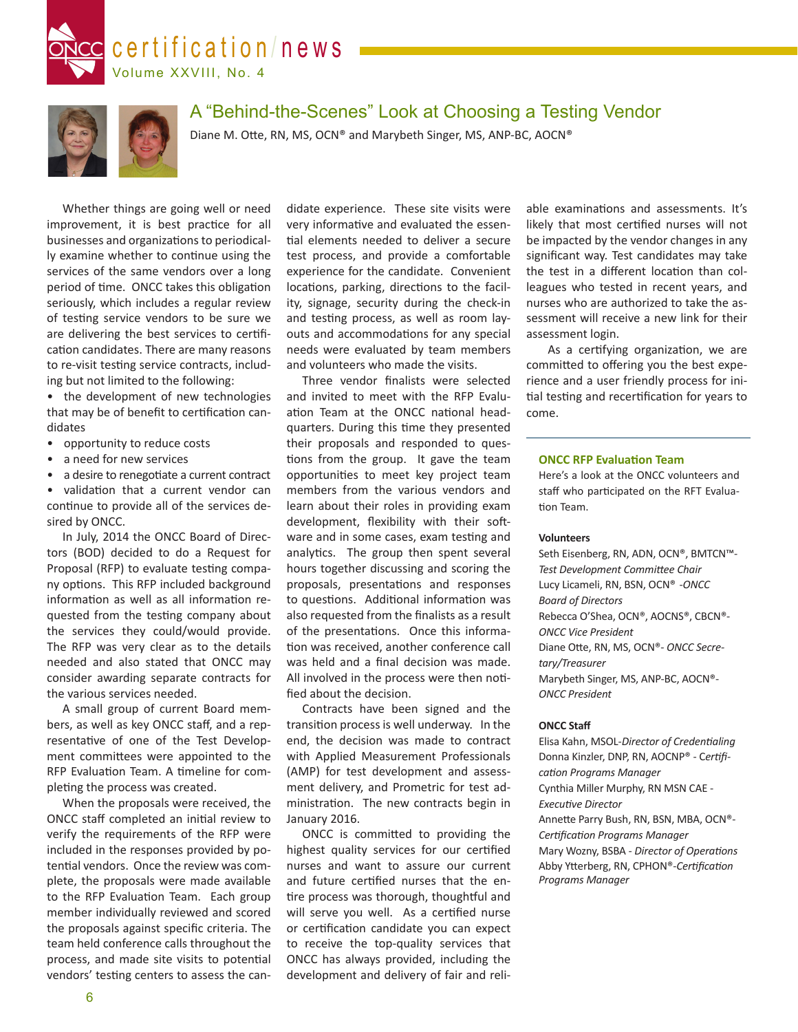# A "Behind-the-Scenes" Look at Choosing a Testing Vendor

Diane M. Otte, RN, MS, OCN® and Marybeth Singer, MS, ANP-BC, AOCN®

Whether things are going well or need improvement, it is best practice for all businesses and organizations to periodically examine whether to continue using the services of the same vendors over a long period of time. ONCC takes this obligation seriously, which includes a regular review of testing service vendors to be sure we are delivering the best services to certification candidates. There are many reasons to re-visit testing service contracts, including but not limited to the following:

- the development of new technologies that may be of benefit to certification candidates
- opportunity to reduce costs
- a need for new services
- a desire to renegotiate a current contract
- validation that a current vendor can continue to provide all of the services desired by ONCC.

In July, 2014 the ONCC Board of Directors (BOD) decided to do a Request for Proposal (RFP) to evaluate testing company options. This RFP included background information as well as all information requested from the testing company about the services they could/would provide. The RFP was very clear as to the details needed and also stated that ONCC may consider awarding separate contracts for the various services needed.

A small group of current Board members, as well as key ONCC staff, and a representative of one of the Test Development committees were appointed to the RFP Evaluation Team. A timeline for completing the process was created.

When the proposals were received, the ONCC staff completed an initial review to verify the requirements of the RFP were included in the responses provided by potential vendors. Once the review was complete, the proposals were made available to the RFP Evaluation Team. Each group member individually reviewed and scored the proposals against specific criteria. The team held conference calls throughout the process, and made site visits to potential vendors' testing centers to assess the candidate experience. These site visits were very informative and evaluated the essential elements needed to deliver a secure test process, and provide a comfortable experience for the candidate. Convenient locations, parking, directions to the facility, signage, security during the check-in and testing process, as well as room layouts and accommodations for any special needs were evaluated by team members and volunteers who made the visits.

Three vendor finalists were selected and invited to meet with the RFP Evaluation Team at the ONCC national headquarters. During this time they presented their proposals and responded to questions from the group. It gave the team opportunities to meet key project team members from the various vendors and learn about their roles in providing exam development, flexibility with their software and in some cases, exam testing and analytics. The group then spent several hours together discussing and scoring the proposals, presentations and responses to questions. Additional information was also requested from the finalists as a result of the presentations. Once this information was received, another conference call was held and a final decision was made. All involved in the process were then notified about the decision.

Contracts have been signed and the transition process is well underway. In the end, the decision was made to contract with Applied Measurement Professionals (AMP) for test development and assessment delivery, and Prometric for test administration. The new contracts begin in January 2016.

ONCC is committed to providing the highest quality services for our certified nurses and want to assure our current and future certified nurses that the entire process was thorough, thoughtful and will serve you well. As a certified nurse or certification candidate you can expect to receive the top-quality services that ONCC has always provided, including the development and delivery of fair and reliable examinations and assessments. It's likely that most certified nurses will not be impacted by the vendor changes in any significant way. Test candidates may take the test in a different location than colleagues who tested in recent years, and nurses who are authorized to take the assessment will receive a new link for their assessment login.

As a certifying organization, we are committed to offering you the best experience and a user friendly process for initial testing and recertification for years to come.

---

### ONCC RFP Evaluation Team

Here's a look at the ONCC volunteers and staff who participated on the RFT Evaluation Team.

**Volunteers**

Seth Eisenberg, RN, ADN, OCN®, BMTCN™- *Test Development Committee Chair*
Lucy Licameli, RN, BSN, OCN® *-ONCC Board of Directors*
Rebecca O'Shea, OCN®, AOCNS®, CBCN®- *ONCC Vice President*
Diane Otte, RN, MS, OCN®- *ONCC Secretary/Treasurer*
Marybeth Singer, MS, ANP-BC, AOCN®- *ONCC President*

**ONCC Staff**

Elisa Kahn, MSOL-*Director of Credentialing*
Donna Kinzler, DNP, RN, AOCNP® - *Certification Programs Manager*
Cynthia Miller Murphy, RN MSN CAE - *Executive Director*
Annette Parry Bush, RN, BSN, MBA, OCN®- *Certification Programs Manager*
Mary Wozny, BSBA - *Director of Operations*
Abby Ytterberg, RN, CPHON®-*Certification Programs Manager*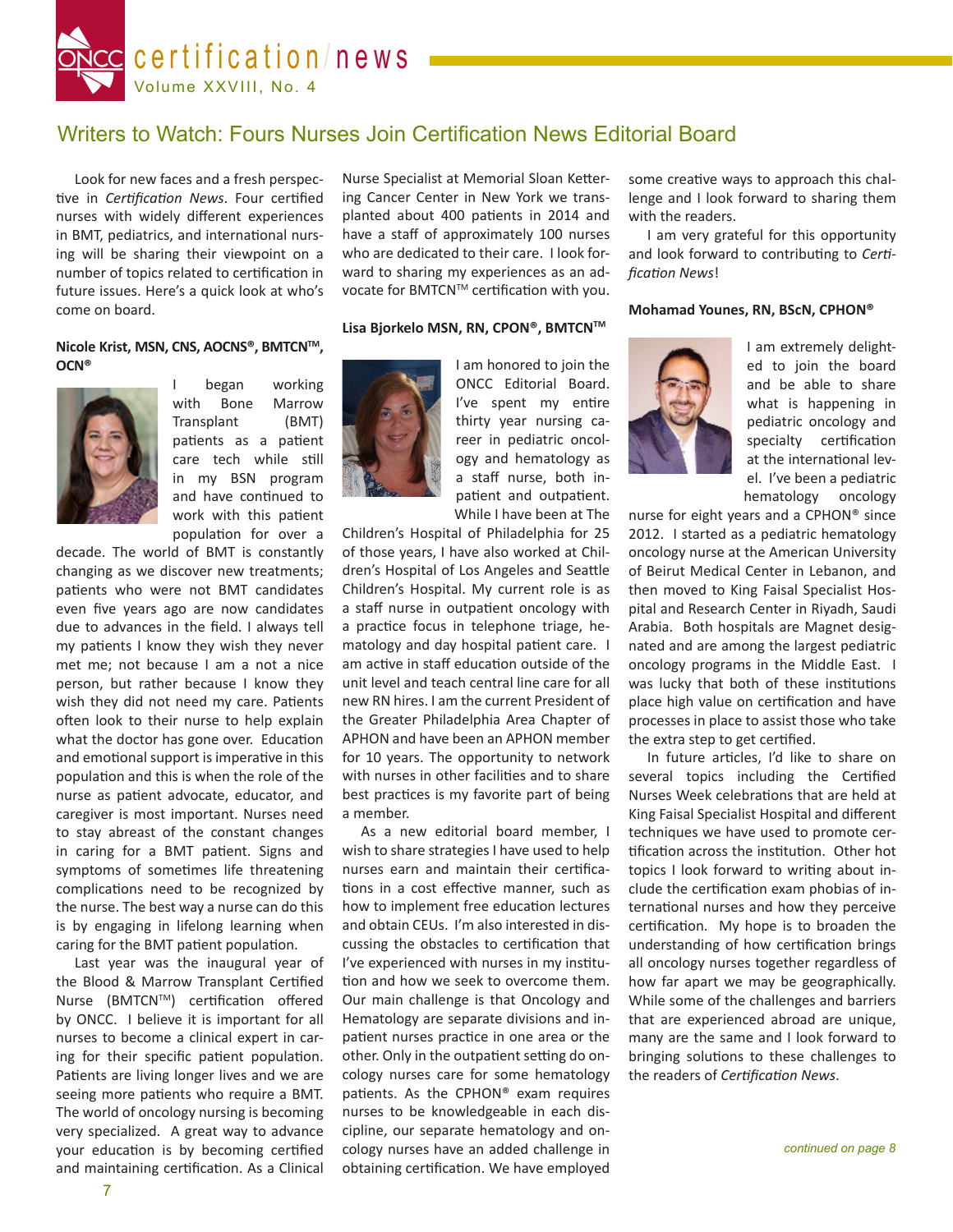# Writers to Watch: Fours Nurses Join Certification News Editorial Board

Look for new faces and a fresh perspective in *Certification News*. Four certified nurses with widely different experiences in BMT, pediatrics, and international nursing will be sharing their viewpoint on a number of topics related to certification in future issues. Here's a quick look at who's come on board.

**Nicole Krist, MSN, CNS, AOCNS®, BMTCN™, OCN®**

I began working with Bone Marrow Transplant (BMT) patients as a patient care tech while still in my BSN program and have continued to work with this patient population for over a decade. The world of BMT is constantly changing as we discover new treatments; patients who were not BMT candidates even five years ago are now candidates due to advances in the field. I always tell my patients I know they wish they never met me; not because I am a not a nice person, but rather because I know they wish they did not need my care. Patients often look to their nurse to help explain what the doctor has gone over. Education and emotional support is imperative in this population and this is when the role of the nurse as patient advocate, educator, and caregiver is most important. Nurses need to stay abreast of the constant changes in caring for a BMT patient. Signs and symptoms of sometimes life threatening complications need to be recognized by the nurse. The best way a nurse can do this is by engaging in lifelong learning when caring for the BMT patient population.

Last year was the inaugural year of the Blood & Marrow Transplant Certified Nurse (BMTCN™) certification offered by ONCC. I believe it is important for all nurses to become a clinical expert in caring for their specific patient population. Patients are living longer lives and we are seeing more patients who require a BMT. The world of oncology nursing is becoming very specialized. A great way to advance your education is by becoming certified and maintaining certification. As a Clinical Nurse Specialist at Memorial Sloan Kettering Cancer Center in New York we transplanted about 400 patients in 2014 and have a staff of approximately 100 nurses who are dedicated to their care. I look forward to sharing my experiences as an advocate for BMTCN™ certification with you.

**Lisa Bjorkelo MSN, RN, CPON®, BMTCN™**

I am honored to join the ONCC Editorial Board. I've spent my entire thirty year nursing career in pediatric oncology and hematology as a staff nurse, both inpatient and outpatient. While I have been at The Children's Hospital of Philadelphia for 25 of those years, I have also worked at Children's Hospital of Los Angeles and Seattle Children's Hospital. My current role is as a staff nurse in outpatient oncology with a practice focus in telephone triage, hematology and day hospital patient care. I am active in staff education outside of the unit level and teach central line care for all new RN hires. I am the current President of the Greater Philadelphia Area Chapter of APHON and have been an APHON member for 10 years. The opportunity to network with nurses in other facilities and to share best practices is my favorite part of being a member.

As a new editorial board member, I wish to share strategies I have used to help nurses earn and maintain their certifications in a cost effective manner, such as how to implement free education lectures and obtain CEUs. I'm also interested in discussing the obstacles to certification that I've experienced with nurses in my institution and how we seek to overcome them. Our main challenge is that Oncology and Hematology are separate divisions and inpatient nurses practice in one area or the other. Only in the outpatient setting do oncology nurses care for some hematology patients. As the CPHON® exam requires nurses to be knowledgeable in each discipline, our separate hematology and oncology nurses have an added challenge in obtaining certification. We have employed some creative ways to approach this challenge and I look forward to sharing them with the readers.

I am very grateful for this opportunity and look forward to contributing to *Certification News*!

**Mohamad Younes, RN, BScN, CPHON®**

I am extremely delighted to join the board and be able to share what is happening in pediatric oncology and specialty certification at the international level. I've been a pediatric hematology oncology nurse for eight years and a CPHON® since 2012. I started as a pediatric hematology oncology nurse at the American University of Beirut Medical Center in Lebanon, and then moved to King Faisal Specialist Hospital and Research Center in Riyadh, Saudi Arabia. Both hospitals are Magnet designated and are among the largest pediatric oncology programs in the Middle East. I was lucky that both of these institutions place high value on certification and have processes in place to assist those who take the extra step to get certified.

In future articles, I'd like to share on several topics including the Certified Nurses Week celebrations that are held at King Faisal Specialist Hospital and different techniques we have used to promote certification across the institution. Other hot topics I look forward to writing about include the certification exam phobias of international nurses and how they perceive certification. My hope is to broaden the understanding of how certification brings all oncology nurses together regardless of how far apart we may be geographically. While some of the challenges and barriers that are experienced abroad are unique, many are the same and I look forward to bringing solutions to these challenges to the readers of *Certification News*.

*continued on page 8*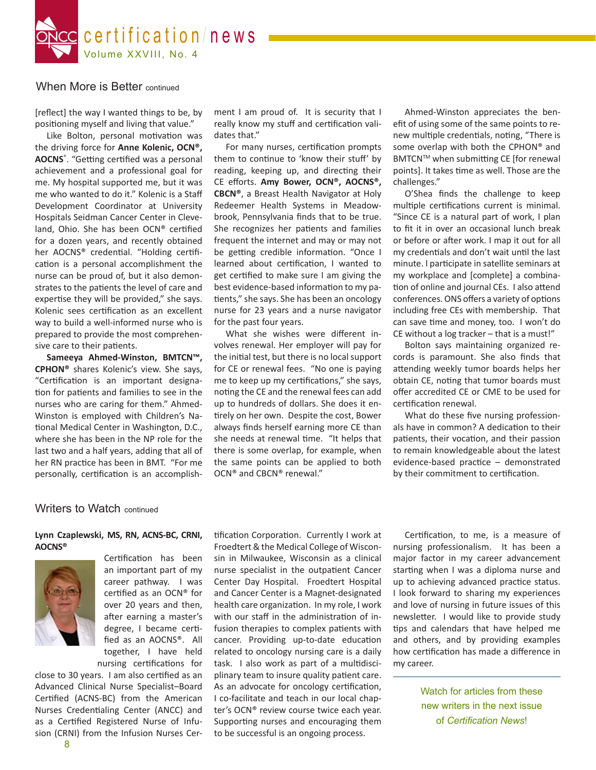## When More is Better continued

[reflect] the way I wanted things to be, by positioning myself and living that value."

Like Bolton, personal motivation was the driving force for **Anne Kolenic, OCN®, AOCNS®**. "Getting certified was a personal achievement and a professional goal for me. My hospital supported me, but it was me who wanted to do it." Kolenic is a Staff Development Coordinator at University Hospitals Seidman Cancer Center in Cleveland, Ohio. She has been OCN® certified for a dozen years, and recently obtained her AOCNS® credential. "Holding certification is a personal accomplishment the nurse can be proud of, but it also demonstrates to the patients the level of care and expertise they will be provided," she says. Kolenic sees certification as an excellent way to build a well-informed nurse who is prepared to provide the most comprehensive care to their patients.

**Sameeya Ahmed-Winston, BMTCN™, CPHON®** shares Kolenic's view. She says, "Certification is an important designation for patients and families to see in the nurses who are caring for them." Ahmed-Winston is employed with Children's National Medical Center in Washington, D.C., where she has been in the NP role for the last two and a half years, adding that all of her RN practice has been in BMT. "For me personally, certification is an accomplishment I am proud of. It is security that I really know my stuff and certification validates that."

For many nurses, certification prompts them to continue to 'know their stuff' by reading, keeping up, and directing their CE efforts. **Amy Bower, OCN®, AOCNS®, CBCN®**, a Breast Health Navigator at Holy Redeemer Health Systems in Meadowbrook, Pennsylvania finds that to be true. She recognizes her patients and families frequent the internet and may or may not be getting credible information. "Once I learned about certification, I wanted to get certified to make sure I am giving the best evidence-based information to my patients," she says. She has been an oncology nurse for 23 years and a nurse navigator for the past four years.

What she wishes were different involves renewal. Her employer will pay for the initial test, but there is no local support for CE or renewal fees. "No one is paying me to keep up my certifications," she says, noting the CE and the renewal fees can add up to hundreds of dollars. She does it entirely on her own. Despite the cost, Bower always finds herself earning more CE than she needs at renewal time. "It helps that there is some overlap, for example, when the same points can be applied to both OCN® and CBCN® renewal."

Ahmed-Winston appreciates the benefit of using some of the same points to renew multiple credentials, noting, "There is some overlap with both the CPHON® and BMTCN™ when submitting CE [for renewal points]. It takes time as well. Those are the challenges."

O'Shea finds the challenge to keep multiple certifications current is minimal. "Since CE is a natural part of work, I plan to fit it in over an occasional lunch break or before or after work. I map it out for all my credentials and don't wait until the last minute. I participate in satellite seminars at my workplace and [complete] a combination of online and journal CEs. I also attend conferences. ONS offers a variety of options including free CEs with membership. That can save time and money, too. I won't do CE without a log tracker – that is a must!"

Bolton says maintaining organized records is paramount. She also finds that attending weekly tumor boards helps her obtain CE, noting that tumor boards must offer accredited CE or CME to be used for certification renewal.

What do these five nursing professionals have in common? A dedication to their patients, their vocation, and their passion to remain knowledgeable about the latest evidence-based practice – demonstrated by their commitment to certification.

## Writers to Watch continued

**Lynn Czaplewski, MS, RN, ACNS-BC, CRNI, AOCNS®**

Certification has been an important part of my career pathway. I was certified as an OCN® for over 20 years and then, after earning a master's degree, I became certified as an AOCNS®. All together, I have held nursing certifications for close to 30 years. I am also certified as an Advanced Clinical Nurse Specialist–Board Certified (ACNS-BC) from the American Nurses Credentialing Center (ANCC) and as a Certified Registered Nurse of Infusion (CRNI) from the Infusion Nurses Certification Corporation. Currently I work at Froedtert & the Medical College of Wisconsin in Milwaukee, Wisconsin as a clinical nurse specialist in the outpatient Cancer Center Day Hospital. Froedtert Hospital and Cancer Center is a Magnet-designated health care organization. In my role, I work with our staff in the administration of infusion therapies to complex patients with cancer. Providing up-to-date education related to oncology nursing care is a daily task. I also work as part of a multidisciplinary team to insure quality patient care. As an advocate for oncology certification, I co-facilitate and teach in our local chapter's OCN® review course twice each year. Supporting nurses and encouraging them to be successful is an ongoing process.

Certification, to me, is a measure of nursing professionalism. It has been a major factor in my career advancement starting when I was a diploma nurse and up to achieving advanced practice status. I look forward to sharing my experiences and love of nursing in future issues of this newsletter. I would like to provide study tips and calendars that have helped me and others, and by providing examples how certification has made a difference in my career.

Watch for articles from these new writers in the next issue of *Certification News*!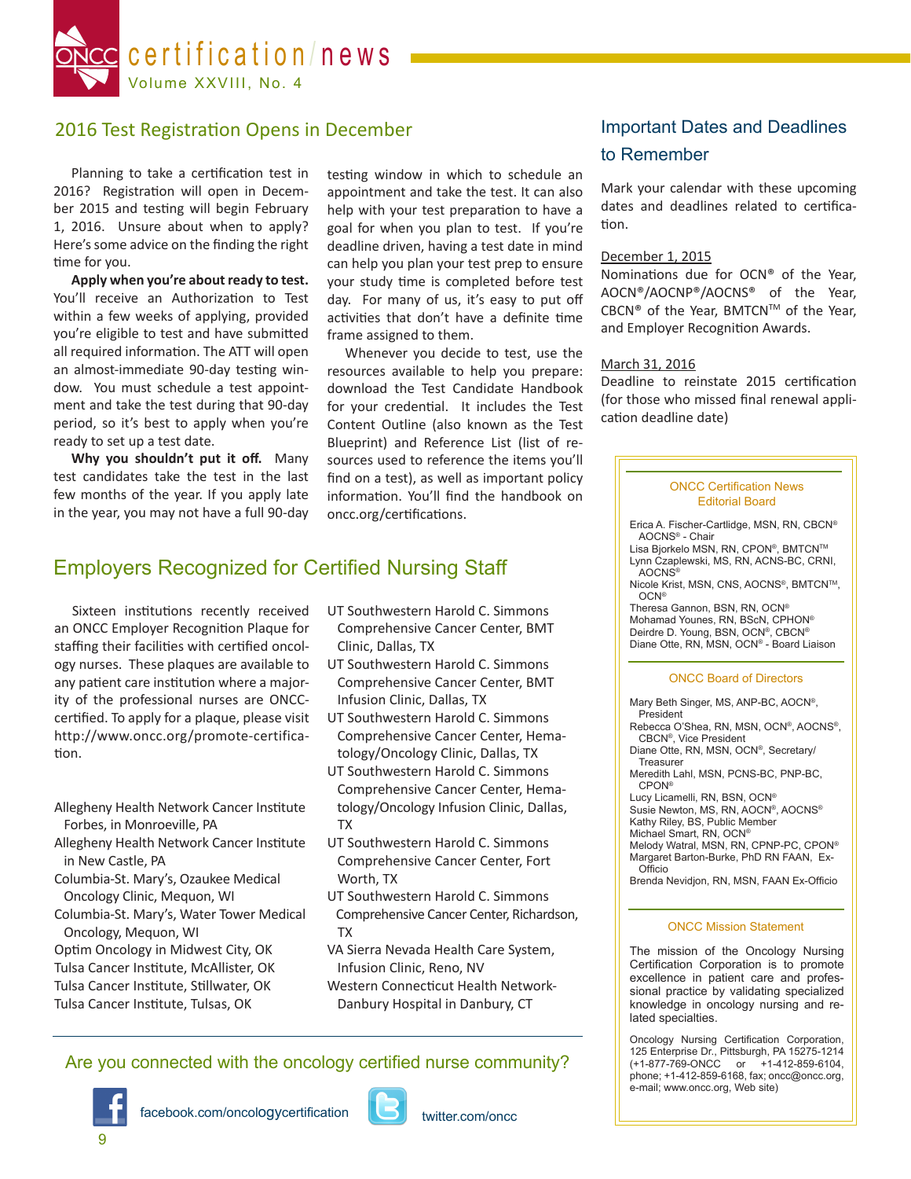## 2016 Test Registration Opens in December

Planning to take a certification test in 2016? Registration will open in December 2015 and testing will begin February 1, 2016. Unsure about when to apply? Here's some advice on the finding the right time for you.

**Apply when you're about ready to test.** You'll receive an Authorization to Test within a few weeks of applying, provided you're eligible to test and have submitted all required information. The ATT will open an almost-immediate 90-day testing window. You must schedule a test appointment and take the test during that 90-day period, so it's best to apply when you're ready to set up a test date.

**Why you shouldn't put it off.** Many test candidates take the test in the last few months of the year. If you apply late in the year, you may not have a full 90-day testing window in which to schedule an appointment and take the test. It can also help with your test preparation to have a goal for when you plan to test. If you're deadline driven, having a test date in mind can help you plan your test prep to ensure your study time is completed before test day. For many of us, it's easy to put off activities that don't have a definite time frame assigned to them.

Whenever you decide to test, use the resources available to help you prepare: download the Test Candidate Handbook for your credential. It includes the Test Content Outline (also known as the Test Blueprint) and Reference List (list of resources used to reference the items you'll find on a test), as well as important policy information. You'll find the handbook on oncc.org/certifications.

## Employers Recognized for Certified Nursing Staff

Sixteen institutions recently received an ONCC Employer Recognition Plaque for staffing their facilities with certified oncology nurses. These plaques are available to any patient care institution where a majority of the professional nurses are ONCC-certified. To apply for a plaque, please visit http://www.oncc.org/promote-certification.

Allegheny Health Network Cancer Institute Forbes, in Monroeville, PA
Allegheny Health Network Cancer Institute in New Castle, PA
Columbia-St. Mary's, Ozaukee Medical Oncology Clinic, Mequon, WI
Columbia-St. Mary's, Water Tower Medical Oncology, Mequon, WI
Optim Oncology in Midwest City, OK
Tulsa Cancer Institute, McAllister, OK
Tulsa Cancer Institute, Stillwater, OK
Tulsa Cancer Institute, Tulsas, OK
UT Southwestern Harold C. Simmons Comprehensive Cancer Center, BMT Clinic, Dallas, TX
UT Southwestern Harold C. Simmons Comprehensive Cancer Center, BMT Infusion Clinic, Dallas, TX
UT Southwestern Harold C. Simmons Comprehensive Cancer Center, Hematology/Oncology Clinic, Dallas, TX
UT Southwestern Harold C. Simmons Comprehensive Cancer Center, Hematology/Oncology Infusion Clinic, Dallas, TX
UT Southwestern Harold C. Simmons Comprehensive Cancer Center, Fort Worth, TX
UT Southwestern Harold C. Simmons Comprehensive Cancer Center, Richardson, TX
VA Sierra Nevada Health Care System, Infusion Clinic, Reno, NV
Western Connecticut Health Network-Danbury Hospital in Danbury, CT

### Are you connected with the oncology certified nurse community?

facebook.com/oncologycertification

twitter.com/oncc

## Important Dates and Deadlines to Remember

Mark your calendar with these upcoming dates and deadlines related to certification.

December 1, 2015
Nominations due for OCN® of the Year, AOCN®/AOCNP®/AOCNS® of the Year, CBCN® of the Year, BMTCN™ of the Year, and Employer Recognition Awards.

March 31, 2016
Deadline to reinstate 2015 certification (for those who missed final renewal application deadline date)

### ONCC Certification News Editorial Board

Erica A. Fischer-Cartlidge, MSN, RN, CBCN® AOCNS® - Chair
Lisa Bjorkelo MSN, RN, CPON®, BMTCN™
Lynn Czaplewski, MS, RN, ACNS-BC, CRNI, AOCNS®
Nicole Krist, MSN, CNS, AOCNS®, BMTCN™, OCN®
Theresa Gannon, BSN, RN, OCN®
Mohamad Younes, RN, BScN, CPHON®
Deirdre D. Young, BSN, OCN®, CBCN®
Diane Otte, RN, MSN, OCN® - Board Liaison

### ONCC Board of Directors

Mary Beth Singer, MS, ANP-BC, AOCN®, President
Rebecca O'Shea, RN, MSN, OCN®, AOCNS®, CBCN®, Vice President
Diane Otte, RN, MSN, OCN®, Secretary/Treasurer
Meredith Lahl, MSN, PCNS-BC, PNP-BC, CPON®
Lucy Licamelli, RN, BSN, OCN®
Susie Newton, MS, RN, AOCN®, AOCNS®
Kathy Riley, BS, Public Member
Michael Smart, RN, OCN®
Melody Watral, MSN, RN, CPNP-PC, CPON®
Margaret Barton-Burke, PhD RN FAAN, Ex-Officio
Brenda Nevidjon, RN, MSN, FAAN Ex-Officio

### ONCC Mission Statement

The mission of the Oncology Nursing Certification Corporation is to promote excellence in patient care and professional practice by validating specialized knowledge in oncology nursing and related specialties.

Oncology Nursing Certification Corporation, 125 Enterprise Dr., Pittsburgh, PA 15275-1214 (+1-877-769-ONCC or +1-412-859-6104, phone; +1-412-859-6168, fax; oncc@oncc.org, e-mail; www.oncc.org, Web site)